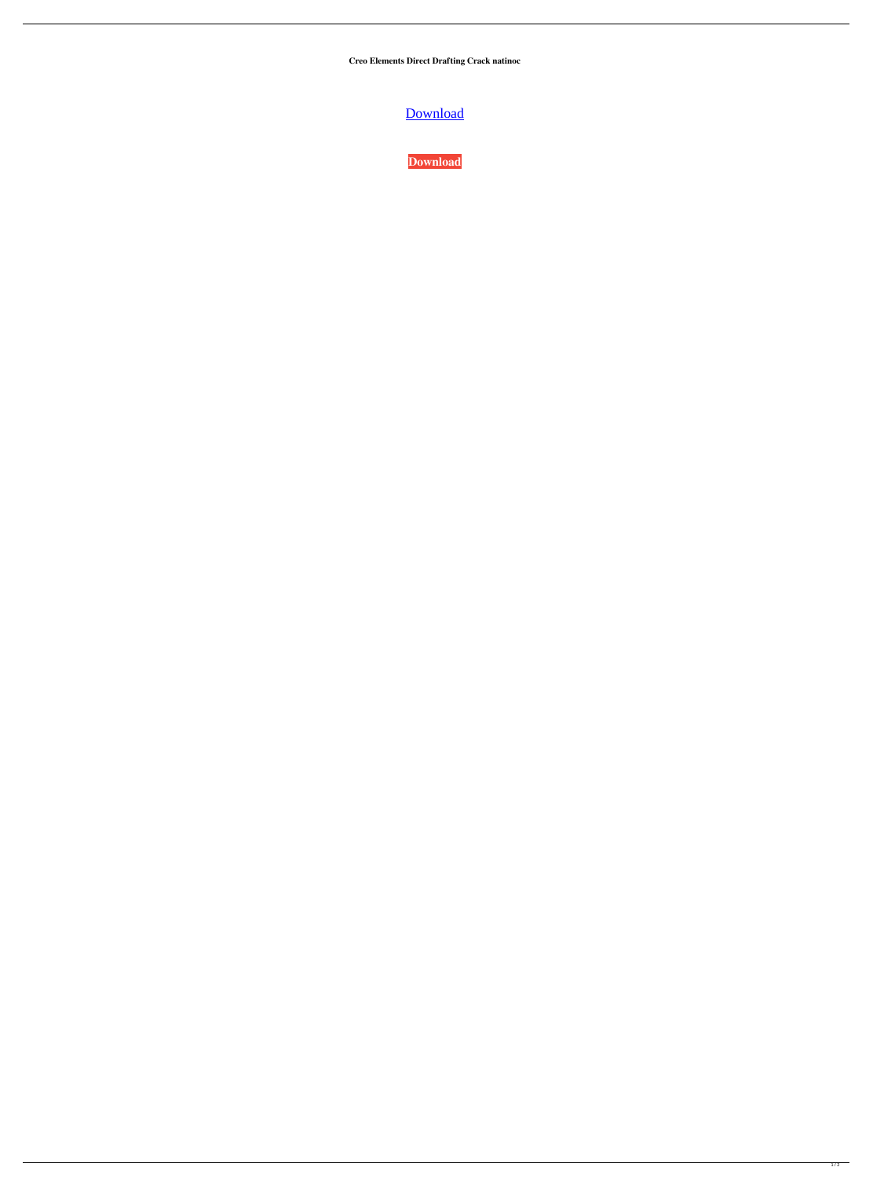**Creo Elements Direct Drafting Crack natinoc**

Download

**Download**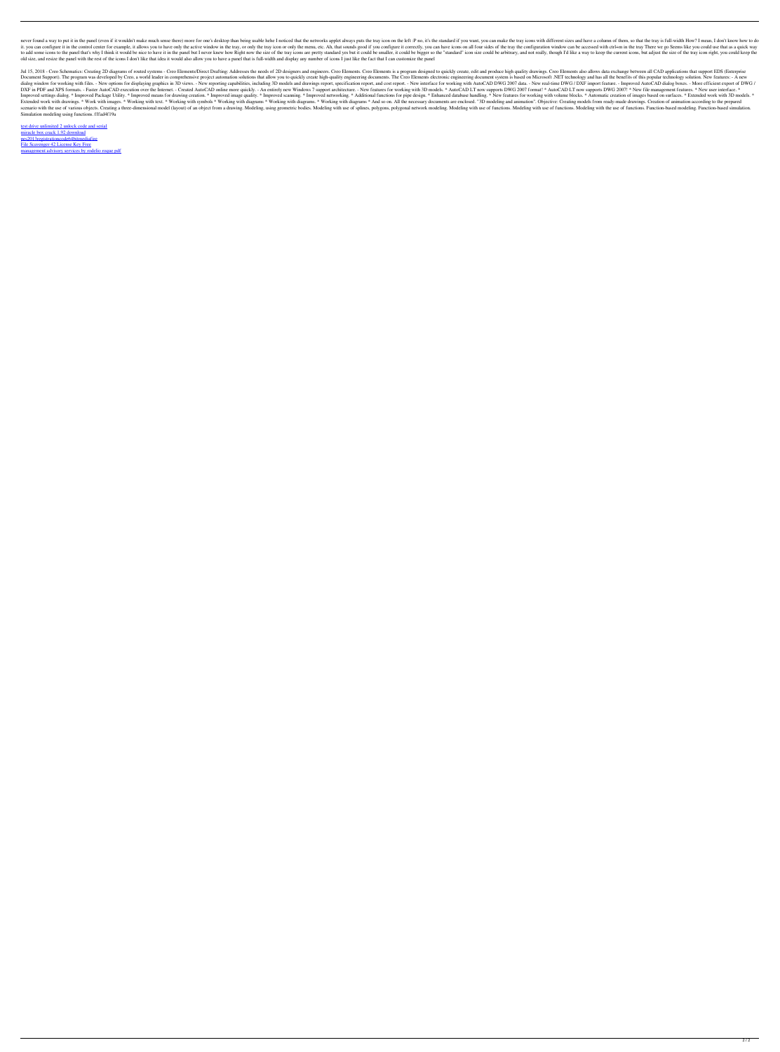never found a way to put it in the panel (even if it wouldn't make much sense there) more for one's desktop than being usable hehe I noticed that the networks applet always puts the tray icon on the left :P no, it's the standard if you want, you can make the tray icons with different sizes and have a column of them, so that the tray is full-width How? I mean, I don't know how to do it. you can configure it in the control center for example, it allows you to have only the active window in the tray, or only the tray icon or only the menu, etc. Ah, that sounds good if you configure it correctly, you can have icons on all four sides of the tray the configuration window can be accessed with ctrl+m in the tray There we go Seems like you could use that as a quick way to add some icons to the panel that's why I think it would be nice to have it in the panel but I never knew how Right now the size of the tray icons are pretty standard yes but it could be smaller, it could be bigger so the "standard" icon size could be arbitrary, and not really, though I'd like a way to keep the current icons, but adjust the size of the tray icon right, you could keep the old size, and resize the panel with the rest of the icons I don't like that idea it would also allow you to have a panel that is full-width and display any number of icons I just like the fact that I can customize the panel

Jul 15, 2018 - Creo Schematics: Creating 2D diagrams of routed systems - Creo Elements/Direct Drafting: Addresses the needs of 2D designers and engineers. Creo Elements. Creo Elements is a program designed to quickly create, edit and produce high quality drawings. Creo Elements also allows data exchange between all CAD applications that support EDS (Enterprise Document Support). The program was developed by Creo, a world leader in comprehensive project automation solutions that allow you to quickly create high-quality engineering documents. The Creo Elements electronic engineering document system is based on Microsoft .NET technology and has all the benefits of this popular technology solution. New features: - A new dialog window for working with files. - New options for displaying graphics in 3D views. - New reporting capabilities, including 3D models and drawings report, specification report, and cost report. - New interface for working with AutoCAD DWG 2007 data. - New real-time DWG / DXF import feature. - Improved AutoCAD dialog boxes. - More efficient export of DWG / DXF in PDF and XPS formats. - Faster AutoCAD execution over the Internet. - Created AutoCAD online more quickly. - An entirely new Windows 7 support architecture. - New features for working with 3D models. * AutoCAD LT now supports DWG 2007 format! * AutoCAD LT now supports DWG 2007! * New file management features. * New user interface. * Improved settings dialog. * Improved Package Utility. * Improved means for drawing creation. * Improved image quality. * Improved scanning. * Improved networking. * Additional functions for pipe design. * Enhanced database handling. * New features for working with volume blocks. * Automatic creation of images based on surfaces. * Extended work with 3D models. * Extended work with drawings. * Work with images. * Working with text. * Working with symbols * Working with diagrams * Working with diagrams. * Working with diagrams * And so on. All the necessary documents are enclosed. "3D modeling and animation". Objective: Creating models from ready-made drawings. Creation of animation according to the prepared scenario with the use of various objects. Creating a three-dimensional model (layout) of an object from a drawing. Modeling, using geometric bodies. Modeling with use of splines, polygons, polygonal network modeling. Modeling with use of functions. Modeling with use of functions. Modeling with the use of functions. Function-based modeling. Function-based simulation. Simulation modeling using functions. ff7ad4f19a

test drive unlimited 2 unlock code and serial
miracle box crack 1.92 download
pes201 5registrationcodeSubtmediafire
File Scavenger 42 License Key Free
management advisory services by rodelio roque pdf